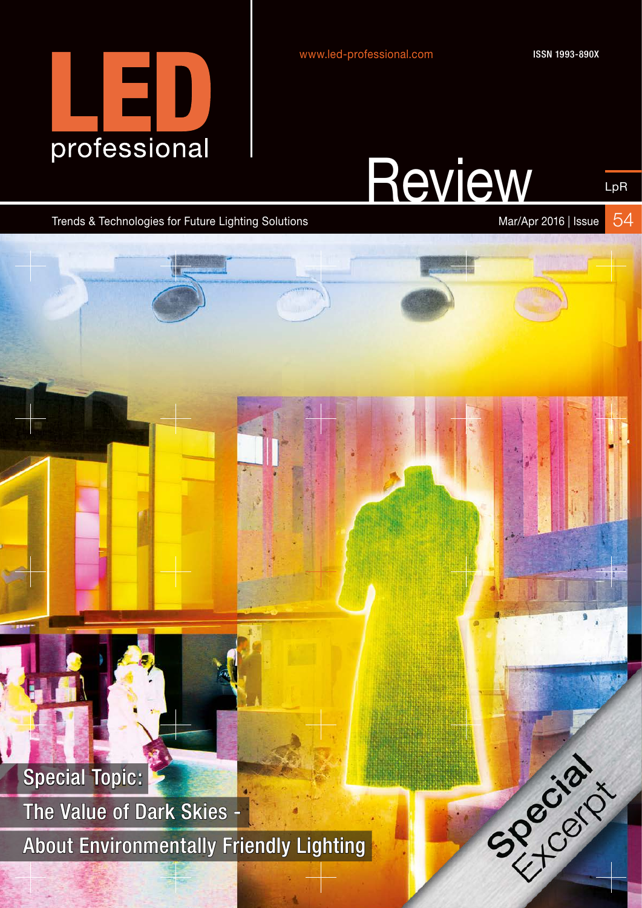# LED professional

www.led-professional.com

ISSN 1993-890X

# Review

LpR

Trends & Technologies for Future Lighting Solutions

Mar/Apr 2016 | Issue 54

## Special Topic:

## The Value of Dark Skies - About Environmentally Friendly Lighting

Special Excerpt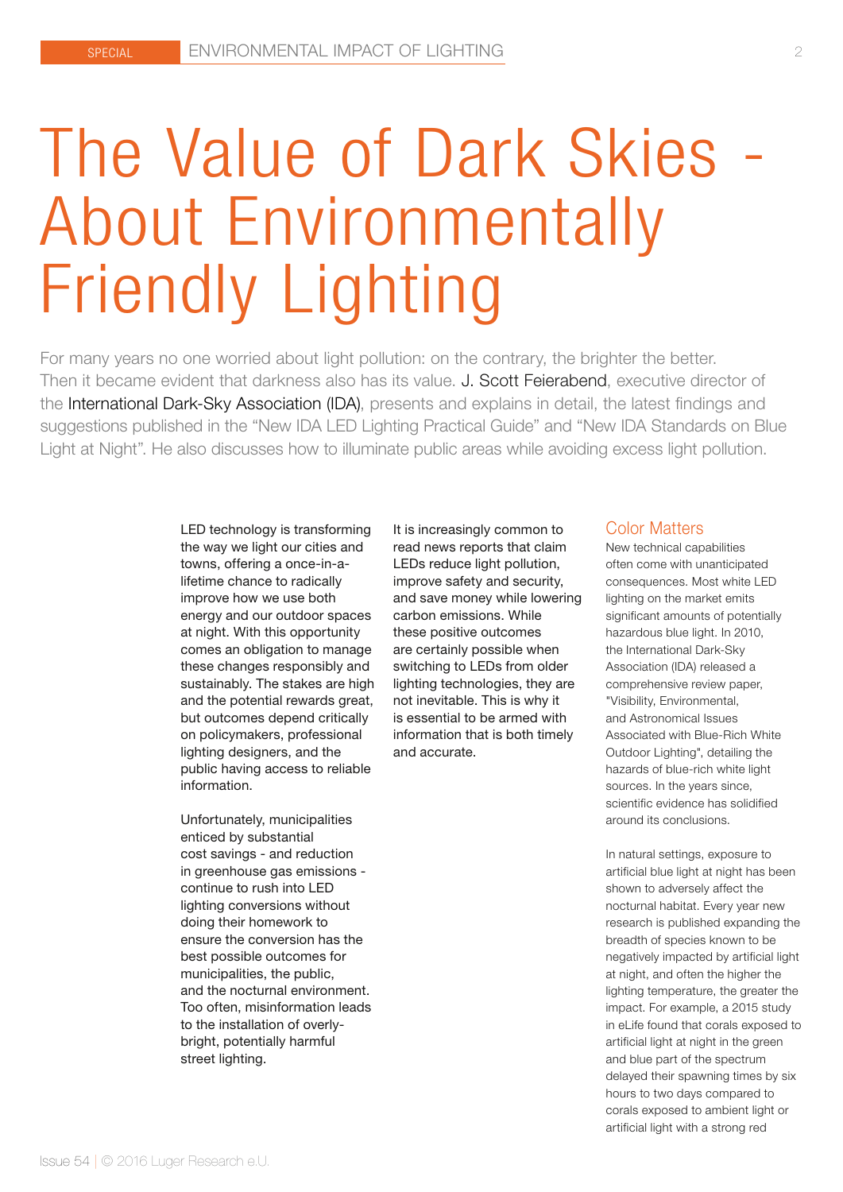# The Value of Dark Skies - About Environmentally Friendly Lighting

For many years no one worried about light pollution: on the contrary, the brighter the better. Then it became evident that darkness also has its value. J. Scott Feierabend, executive director of the International Dark-Sky Association (IDA), presents and explains in detail, the latest findings and suggestions published in the "New IDA LED Lighting Practical Guide" and "New IDA Standards on Blue Light at Night". He also discusses how to illuminate public areas while avoiding excess light pollution.

LED technology is transforming the way we light our cities and towns, offering a once-in-a-lifetime chance to radically improve how we use both energy and our outdoor spaces at night. With this opportunity comes an obligation to manage these changes responsibly and sustainably. The stakes are high and the potential rewards great, but outcomes depend critically on policymakers, professional lighting designers, and the public having access to reliable information.

Unfortunately, municipalities enticed by substantial cost savings - and reduction in greenhouse gas emissions - continue to rush into LED lighting conversions without doing their homework to ensure the conversion has the best possible outcomes for municipalities, the public, and the nocturnal environment. Too often, misinformation leads to the installation of overly-bright, potentially harmful street lighting.

It is increasingly common to read news reports that claim LEDs reduce light pollution, improve safety and security, and save money while lowering carbon emissions. While these positive outcomes are certainly possible when switching to LEDs from older lighting technologies, they are not inevitable. This is why it is essential to be armed with information that is both timely and accurate.

## Color Matters

New technical capabilities often come with unanticipated consequences. Most white LED lighting on the market emits significant amounts of potentially hazardous blue light. In 2010, the International Dark-Sky Association (IDA) released a comprehensive review paper, "Visibility, Environmental, and Astronomical Issues Associated with Blue-Rich White Outdoor Lighting", detailing the hazards of blue-rich white light sources. In the years since, scientific evidence has solidified around its conclusions.

In natural settings, exposure to artificial blue light at night has been shown to adversely affect the nocturnal habitat. Every year new research is published expanding the breadth of species known to be negatively impacted by artificial light at night, and often the higher the lighting temperature, the greater the impact. For example, a 2015 study in eLife found that corals exposed to artificial light at night in the green and blue part of the spectrum delayed their spawning times by six hours to two days compared to corals exposed to ambient light or artificial light with a strong red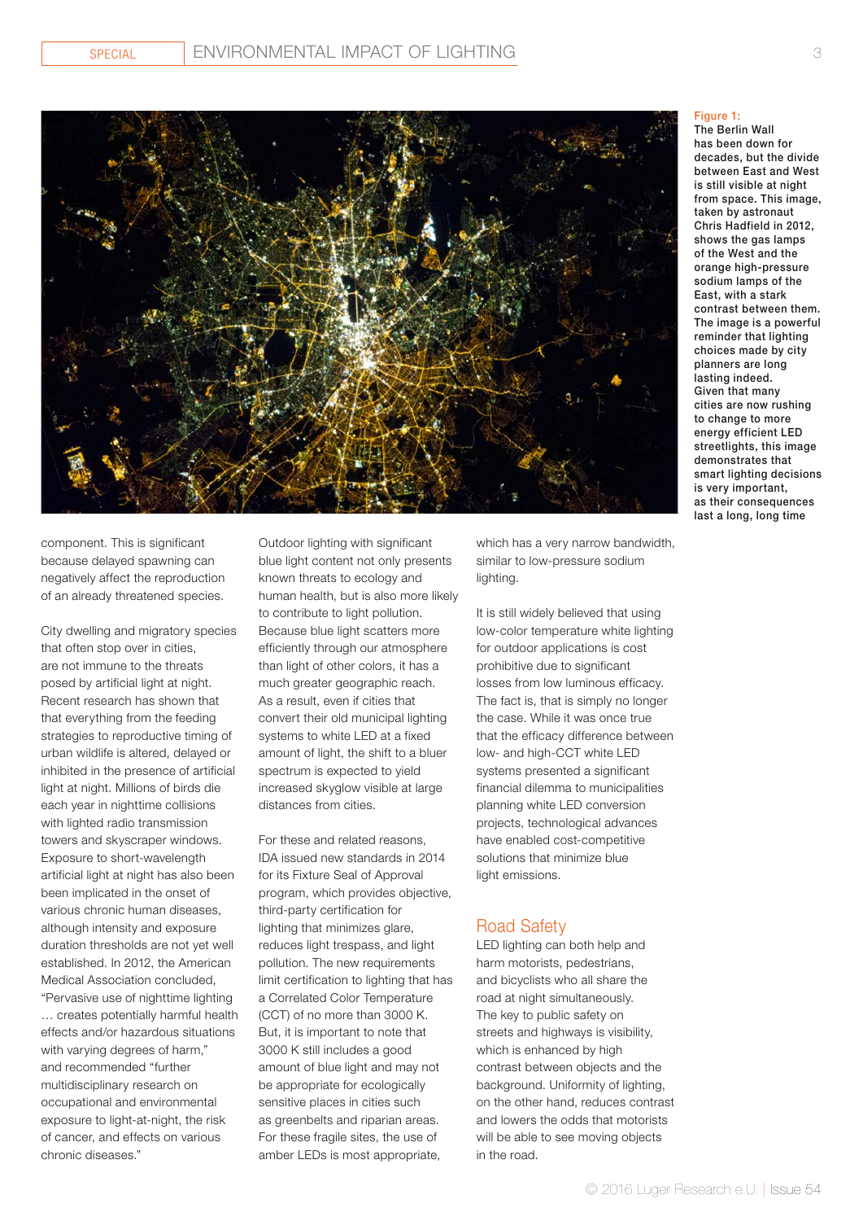Figure 1:
The Berlin Wall has been down for decades, but the divide between East and West is still visible at night from space. This image, taken by astronaut Chris Hadfield in 2012, shows the gas lamps of the West and the orange high-pressure sodium lamps of the East, with a stark contrast between them. The image is a powerful reminder that lighting choices made by city planners are long lasting indeed. Given that many cities are now rushing to change to more energy efficient LED streetlights, this image demonstrates that smart lighting decisions is very important, as their consequences last a long, long time

component. This is significant because delayed spawning can negatively affect the reproduction of an already threatened species.

City dwelling and migratory species that often stop over in cities, are not immune to the threats posed by artificial light at night. Recent research has shown that that everything from the feeding strategies to reproductive timing of urban wildlife is altered, delayed or inhibited in the presence of artificial light at night. Millions of birds die each year in nighttime collisions with lighted radio transmission towers and skyscraper windows. Exposure to short-wavelength artificial light at night has also been been implicated in the onset of various chronic human diseases, although intensity and exposure duration thresholds are not yet well established. In 2012, the American Medical Association concluded, "Pervasive use of nighttime lighting … creates potentially harmful health effects and/or hazardous situations with varying degrees of harm," and recommended "further multidisciplinary research on occupational and environmental exposure to light-at-night, the risk of cancer, and effects on various chronic diseases."

Outdoor lighting with significant blue light content not only presents known threats to ecology and human health, but is also more likely to contribute to light pollution. Because blue light scatters more efficiently through our atmosphere than light of other colors, it has a much greater geographic reach. As a result, even if cities that convert their old municipal lighting systems to white LED at a fixed amount of light, the shift to a bluer spectrum is expected to yield increased skyglow visible at large distances from cities.

For these and related reasons, IDA issued new standards in 2014 for its Fixture Seal of Approval program, which provides objective, third-party certification for lighting that minimizes glare, reduces light trespass, and light pollution. The new requirements limit certification to lighting that has a Correlated Color Temperature (CCT) of no more than 3000 K. But, it is important to note that 3000 K still includes a good amount of blue light and may not be appropriate for ecologically sensitive places in cities such as greenbelts and riparian areas. For these fragile sites, the use of amber LEDs is most appropriate, which has a very narrow bandwidth, similar to low-pressure sodium lighting.

It is still widely believed that using low-color temperature white lighting for outdoor applications is cost prohibitive due to significant losses from low luminous efficacy. The fact is, that is simply no longer the case. While it was once true that the efficacy difference between low- and high-CCT white LED systems presented a significant financial dilemma to municipalities planning white LED conversion projects, technological advances have enabled cost-competitive solutions that minimize blue light emissions.

## Road Safety

LED lighting can both help and harm motorists, pedestrians, and bicyclists who all share the road at night simultaneously. The key to public safety on streets and highways is visibility, which is enhanced by high contrast between objects and the background. Uniformity of lighting, on the other hand, reduces contrast and lowers the odds that motorists will be able to see moving objects in the road.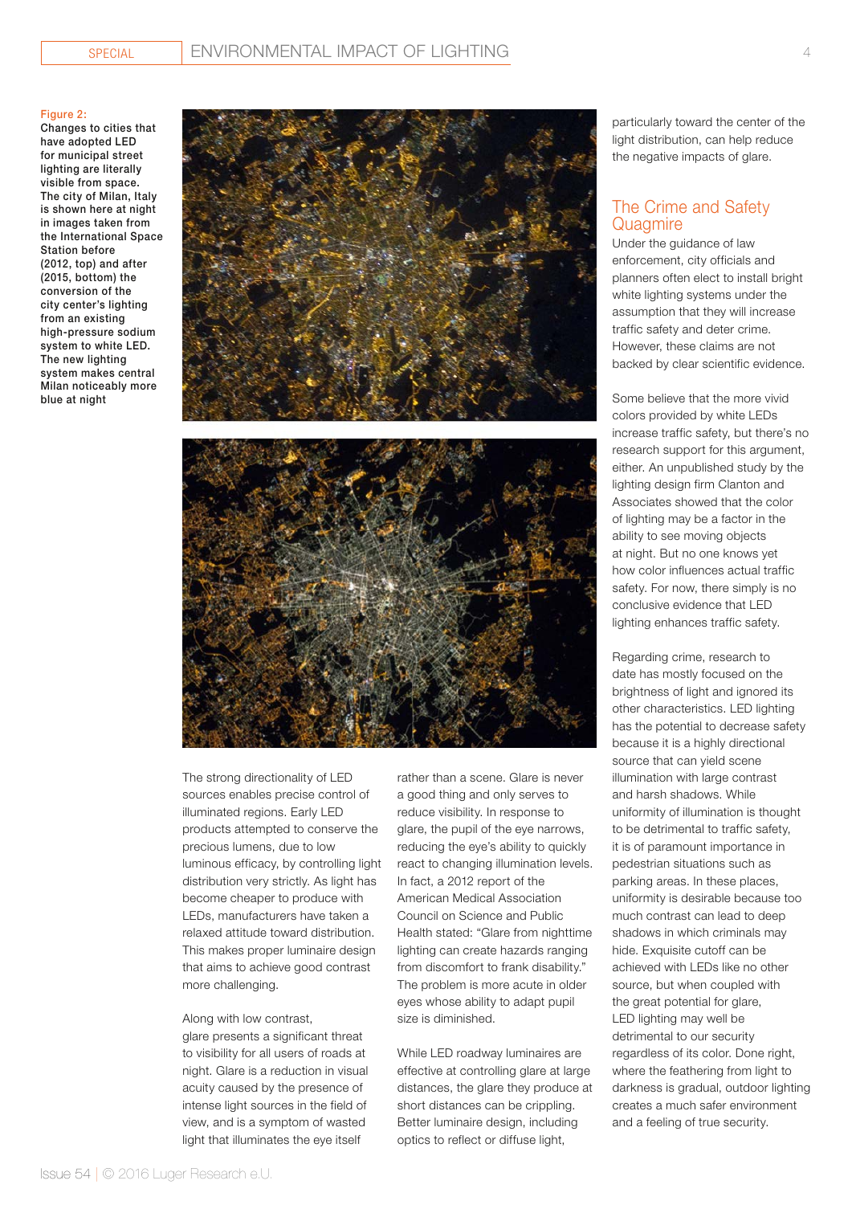Figure 2: Changes to cities that have adopted LED for municipal street lighting are literally visible from space. The city of Milan, Italy is shown here at night in images taken from the International Space Station before (2012, top) and after (2015, bottom) the conversion of the city center's lighting from an existing high-pressure sodium system to white LED. The new lighting system makes central Milan noticeably more blue at night

The strong directionality of LED sources enables precise control of illuminated regions. Early LED products attempted to conserve the precious lumens, due to low luminous efficacy, by controlling light distribution very strictly. As light has become cheaper to produce with LEDs, manufacturers have taken a relaxed attitude toward distribution. This makes proper luminaire design that aims to achieve good contrast more challenging.

Along with low contrast, glare presents a significant threat to visibility for all users of roads at night. Glare is a reduction in visual acuity caused by the presence of intense light sources in the field of view, and is a symptom of wasted light that illuminates the eye itself rather than a scene. Glare is never a good thing and only serves to reduce visibility. In response to glare, the pupil of the eye narrows, reducing the eye's ability to quickly react to changing illumination levels. In fact, a 2012 report of the American Medical Association Council on Science and Public Health stated: "Glare from nighttime lighting can create hazards ranging from discomfort to frank disability." The problem is more acute in older eyes whose ability to adapt pupil size is diminished.

While LED roadway luminaires are effective at controlling glare at large distances, the glare they produce at short distances can be crippling. Better luminaire design, including optics to reflect or diffuse light, particularly toward the center of the light distribution, can help reduce the negative impacts of glare.

## The Crime and Safety Quagmire

Under the guidance of law enforcement, city officials and planners often elect to install bright white lighting systems under the assumption that they will increase traffic safety and deter crime. However, these claims are not backed by clear scientific evidence.

Some believe that the more vivid colors provided by white LEDs increase traffic safety, but there's no research support for this argument, either. An unpublished study by the lighting design firm Clanton and Associates showed that the color of lighting may be a factor in the ability to see moving objects at night. But no one knows yet how color influences actual traffic safety. For now, there simply is no conclusive evidence that LED lighting enhances traffic safety.

Regarding crime, research to date has mostly focused on the brightness of light and ignored its other characteristics. LED lighting has the potential to decrease safety because it is a highly directional source that can yield scene illumination with large contrast and harsh shadows. While uniformity of illumination is thought to be detrimental to traffic safety, it is of paramount importance in pedestrian situations such as parking areas. In these places, uniformity is desirable because too much contrast can lead to deep shadows in which criminals may hide. Exquisite cutoff can be achieved with LEDs like no other source, but when coupled with the great potential for glare, LED lighting may well be detrimental to our security regardless of its color. Done right, where the feathering from light to darkness is gradual, outdoor lighting creates a much safer environment and a feeling of true security.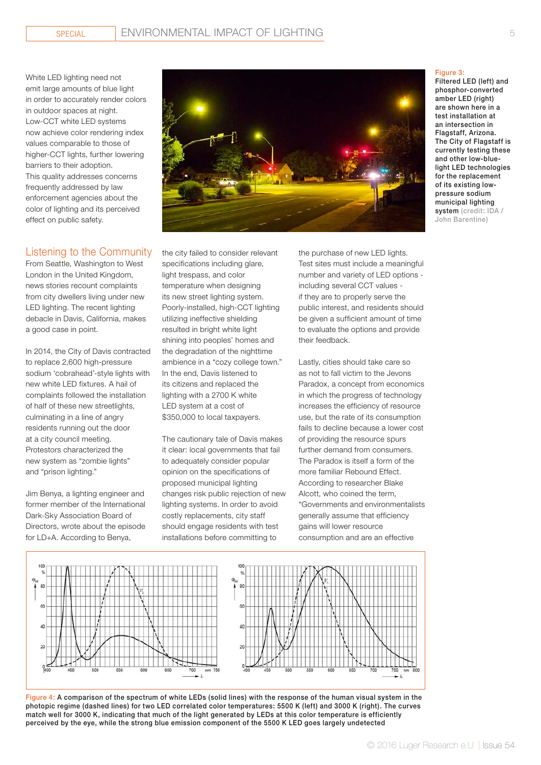White LED lighting need not emit large amounts of blue light in order to accurately render colors in outdoor spaces at night. Low-CCT white LED systems now achieve color rendering index values comparable to those of higher-CCT lights, further lowering barriers to their adoption. This quality addresses concerns frequently addressed by law enforcement agencies about the color of lighting and its perceived effect on public safety.

Figure 3: Filtered LED (left) and phosphor-converted amber LED (right) are shown here in a test installation at an intersection in Flagstaff, Arizona. The City of Flagstaff is currently testing these and other low-blue-light LED technologies for the replacement of its existing low-pressure sodium municipal lighting system (credit: IDA / John Barentine)

## Listening to the Community

From Seattle, Washington to West London in the United Kingdom, news stories recount complaints from city dwellers living under new LED lighting. The recent lighting debacle in Davis, California, makes a good case in point.

In 2014, the City of Davis contracted to replace 2,600 high-pressure sodium 'cobrahead'-style lights with new white LED fixtures. A hail of complaints followed the installation of half of these new streetlights, culminating in a line of angry residents running out the door at a city council meeting. Protestors characterized the new system as "zombie lights" and "prison lighting."

Jim Benya, a lighting engineer and former member of the International Dark-Sky Association Board of Directors, wrote about the episode for LD+A. According to Benya, the city failed to consider relevant specifications including glare, light trespass, and color temperature when designing its new street lighting system. Poorly-installed, high-CCT lighting utilizing ineffective shielding resulted in bright white light shining into peoples' homes and the degradation of the nighttime ambience in a "cozy college town." In the end, Davis listened to its citizens and replaced the lighting with a 2700 K white LED system at a cost of $350,000 to local taxpayers.

The cautionary tale of Davis makes it clear: local governments that fail to adequately consider popular opinion on the specifications of proposed municipal lighting changes risk public rejection of new lighting systems. In order to avoid costly replacements, city staff should engage residents with test installations before committing to the purchase of new LED lights. Test sites must include a meaningful number and variety of LED options - including several CCT values - if they are to properly serve the public interest, and residents should be given a sufficient amount of time to evaluate the options and provide their feedback.

Lastly, cities should take care so as not to fall victim to the Jevons Paradox, a concept from economics in which the progress of technology increases the efficiency of resource use, but the rate of its consumption fails to decline because a lower cost of providing the resource spurs further demand from consumers. The Paradox is itself a form of the more familiar Rebound Effect. According to researcher Blake Alcott, who coined the term, "Governments and environmentalists generally assume that efficiency gains will lower resource consumption and are an effective

Figure 4: A comparison of the spectrum of white LEDs (solid lines) with the response of the human visual system in the photopic regime (dashed lines) for two LED correlated color temperatures: 5500 K (left) and 3000 K (right). The curves match well for 3000 K, indicating that much of the light generated by LEDs at this color temperature is efficiently perceived by the eye, while the strong blue emission component of the 5500 K LED goes largely undetected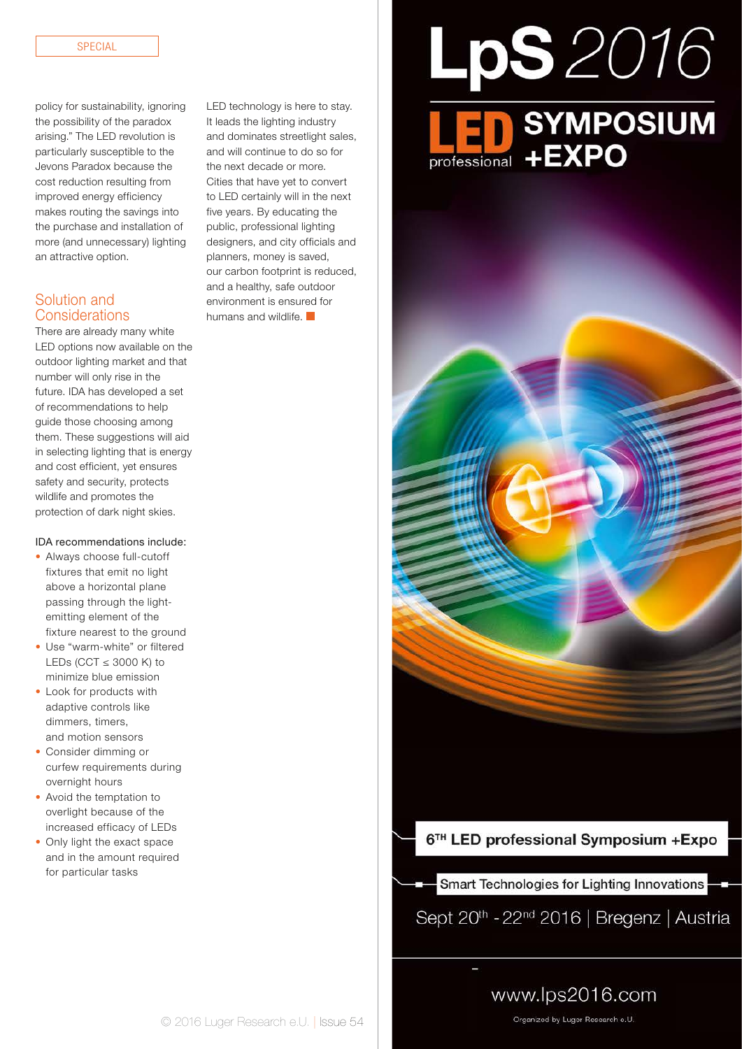policy for sustainability, ignoring the possibility of the paradox arising." The LED revolution is particularly susceptible to the Jevons Paradox because the cost reduction resulting from improved energy efficiency makes routing the savings into the purchase and installation of more (and unnecessary) lighting an attractive option.

## Solution and Considerations

There are already many white LED options now available on the outdoor lighting market and that number will only rise in the future. IDA has developed a set of recommendations to help guide those choosing among them. These suggestions will aid in selecting lighting that is energy and cost efficient, yet ensures safety and security, protects wildlife and promotes the protection of dark night skies.

IDA recommendations include:

- Always choose full-cutoff fixtures that emit no light above a horizontal plane passing through the light-emitting element of the fixture nearest to the ground
- Use "warm-white" or filtered LEDs (CCT ≤ 3000 K) to minimize blue emission
- Look for products with adaptive controls like dimmers, timers, and motion sensors
- Consider dimming or curfew requirements during overnight hours
- Avoid the temptation to overlight because of the increased efficacy of LEDs
- Only light the exact space and in the amount required for particular tasks

LED technology is here to stay. It leads the lighting industry and dominates streetlight sales, and will continue to do so for the next decade or more. Cities that have yet to convert to LED certainly will in the next five years. By educating the public, professional lighting designers, and city officials and planners, money is saved, our carbon footprint is reduced, and a healthy, safe outdoor environment is ensured for humans and wildlife.

LpS 2016

LED professional SYMPOSIUM +EXPO

6TH LED professional Symposium +Expo

Smart Technologies for Lighting Innovations

Sept 20th - 22nd 2016 | Bregenz | Austria

www.lps2016.com

Organized by Luger Research e.U.